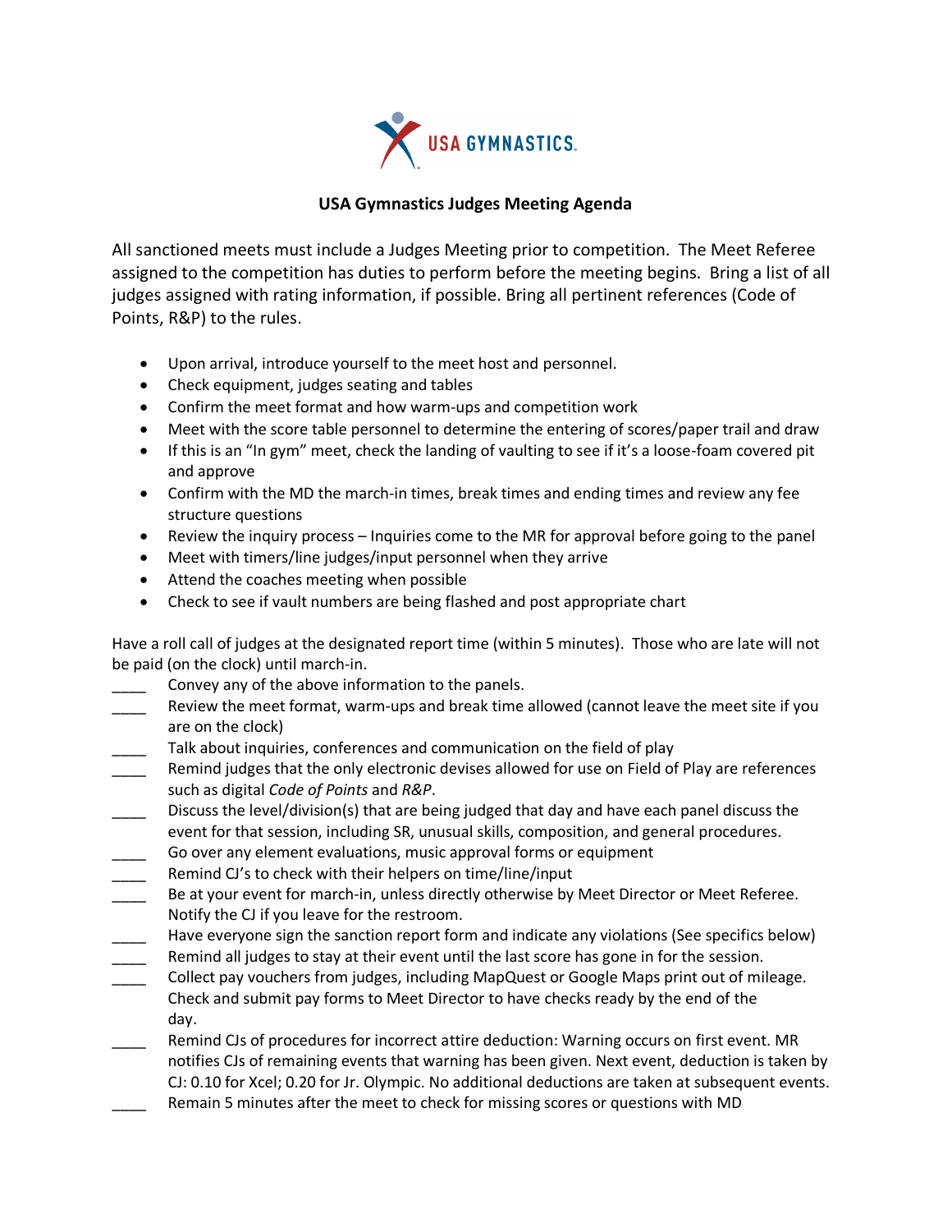# USA Gymnastics Judges Meeting Agenda

All sanctioned meets must include a Judges Meeting prior to competition. The Meet Referee assigned to the competition has duties to perform before the meeting begins. Bring a list of all judges assigned with rating information, if possible. Bring all pertinent references (Code of Points, R&P) to the rules.

- Upon arrival, introduce yourself to the meet host and personnel.
- Check equipment, judges seating and tables
- Confirm the meet format and how warm-ups and competition work
- Meet with the score table personnel to determine the entering of scores/paper trail and draw
- If this is an "In gym" meet, check the landing of vaulting to see if it's a loose-foam covered pit and approve
- Confirm with the MD the march-in times, break times and ending times and review any fee structure questions
- Review the inquiry process – Inquiries come to the MR for approval before going to the panel
- Meet with timers/line judges/input personnel when they arrive
- Attend the coaches meeting when possible
- Check to see if vault numbers are being flashed and post appropriate chart

Have a roll call of judges at the designated report time (within 5 minutes). Those who are late will not be paid (on the clock) until march-in.

____ Convey any of the above information to the panels.

____ Review the meet format, warm-ups and break time allowed (cannot leave the meet site if you are on the clock)

____ Talk about inquiries, conferences and communication on the field of play

____ Remind judges that the only electronic devises allowed for use on Field of Play are references such as digital *Code of Points* and *R&P*.

____ Discuss the level/division(s) that are being judged that day and have each panel discuss the event for that session, including SR, unusual skills, composition, and general procedures.

____ Go over any element evaluations, music approval forms or equipment

____ Remind CJ's to check with their helpers on time/line/input

____ Be at your event for march-in, unless directly otherwise by Meet Director or Meet Referee. Notify the CJ if you leave for the restroom.

____ Have everyone sign the sanction report form and indicate any violations (See specifics below)

____ Remind all judges to stay at their event until the last score has gone in for the session.

____ Collect pay vouchers from judges, including MapQuest or Google Maps print out of mileage. Check and submit pay forms to Meet Director to have checks ready by the end of the day.

____ Remind CJs of procedures for incorrect attire deduction: Warning occurs on first event. MR notifies CJs of remaining events that warning has been given. Next event, deduction is taken by CJ: 0.10 for Xcel; 0.20 for Jr. Olympic. No additional deductions are taken at subsequent events.

____ Remain 5 minutes after the meet to check for missing scores or questions with MD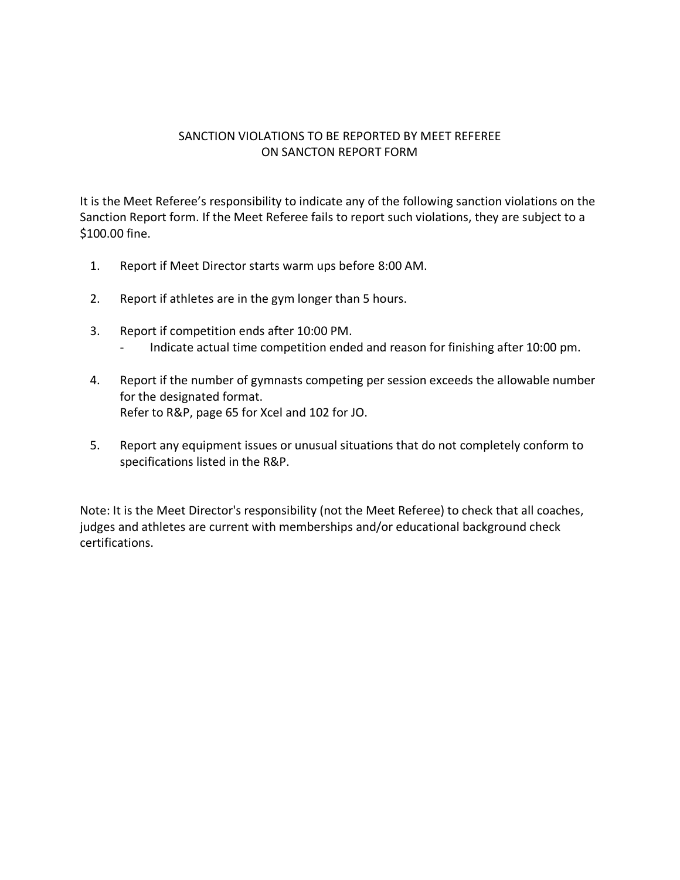# SANCTION VIOLATIONS TO BE REPORTED BY MEET REFEREE ON SANCTON REPORT FORM

It is the Meet Referee's responsibility to indicate any of the following sanction violations on the Sanction Report form. If the Meet Referee fails to report such violations, they are subject to a $100.00 fine.

1. Report if Meet Director starts warm ups before 8:00 AM.

2. Report if athletes are in the gym longer than 5 hours.

3. Report if competition ends after 10:00 PM.
   - Indicate actual time competition ended and reason for finishing after 10:00 pm.

4. Report if the number of gymnasts competing per session exceeds the allowable number for the designated format.
   Refer to R&P, page 65 for Xcel and 102 for JO.

5. Report any equipment issues or unusual situations that do not completely conform to specifications listed in the R&P.

Note: It is the Meet Director's responsibility (not the Meet Referee) to check that all coaches, judges and athletes are current with memberships and/or educational background check certifications.